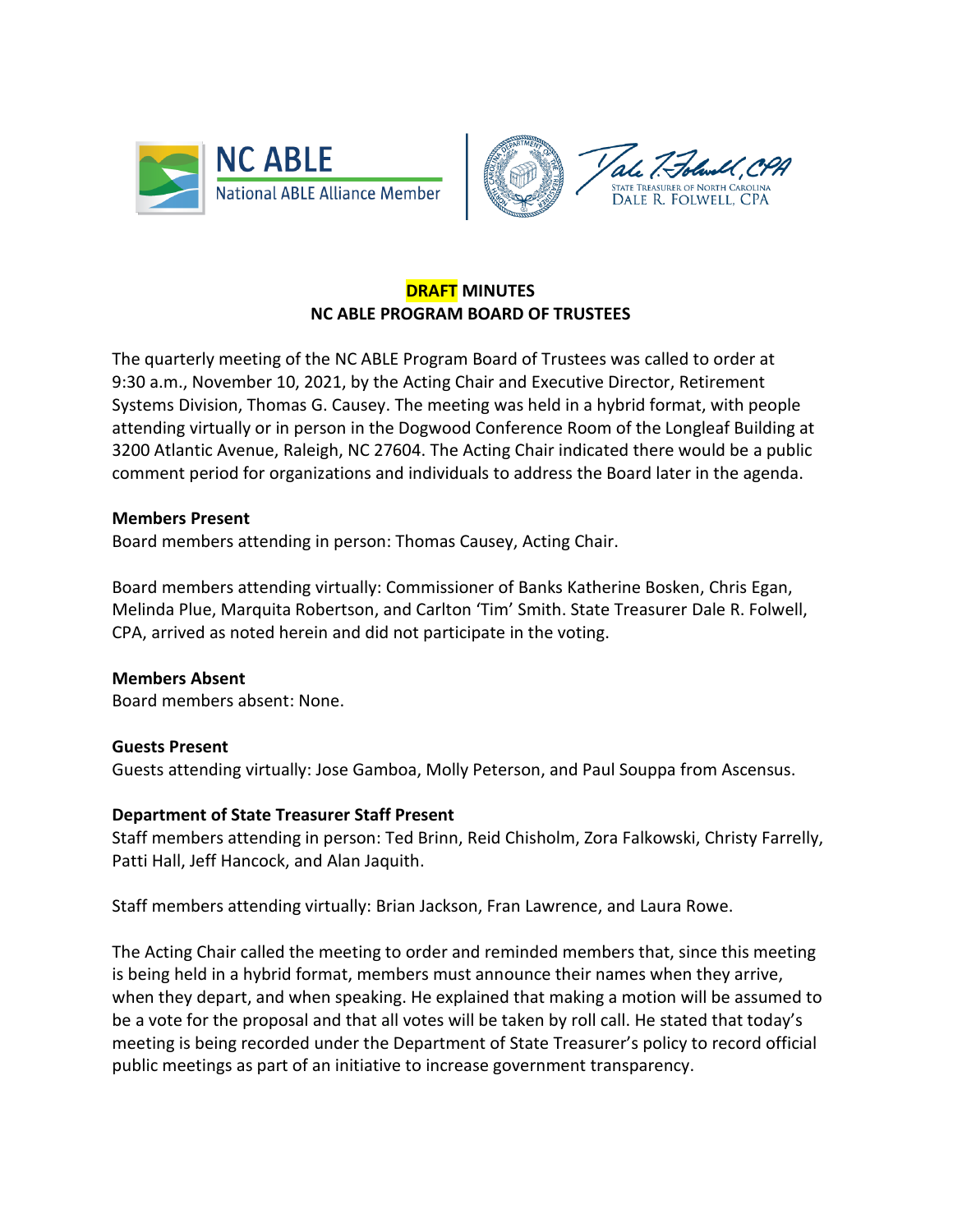**DRAFT MINUTES**
**NC ABLE PROGRAM BOARD OF TRUSTEES**

The quarterly meeting of the NC ABLE Program Board of Trustees was called to order at 9:30 a.m., November 10, 2021, by the Acting Chair and Executive Director, Retirement Systems Division, Thomas G. Causey. The meeting was held in a hybrid format, with people attending virtually or in person in the Dogwood Conference Room of the Longleaf Building at 3200 Atlantic Avenue, Raleigh, NC 27604. The Acting Chair indicated there would be a public comment period for organizations and individuals to address the Board later in the agenda.

**Members Present**

Board members attending in person: Thomas Causey, Acting Chair.

Board members attending virtually: Commissioner of Banks Katherine Bosken, Chris Egan, Melinda Plue, Marquita Robertson, and Carlton 'Tim' Smith. State Treasurer Dale R. Folwell, CPA, arrived as noted herein and did not participate in the voting.

**Members Absent**

Board members absent: None.

**Guests Present**

Guests attending virtually: Jose Gamboa, Molly Peterson, and Paul Souppa from Ascensus.

**Department of State Treasurer Staff Present**

Staff members attending in person: Ted Brinn, Reid Chisholm, Zora Falkowski, Christy Farrelly, Patti Hall, Jeff Hancock, and Alan Jaquith.

Staff members attending virtually: Brian Jackson, Fran Lawrence, and Laura Rowe.

The Acting Chair called the meeting to order and reminded members that, since this meeting is being held in a hybrid format, members must announce their names when they arrive, when they depart, and when speaking. He explained that making a motion will be assumed to be a vote for the proposal and that all votes will be taken by roll call. He stated that today's meeting is being recorded under the Department of State Treasurer's policy to record official public meetings as part of an initiative to increase government transparency.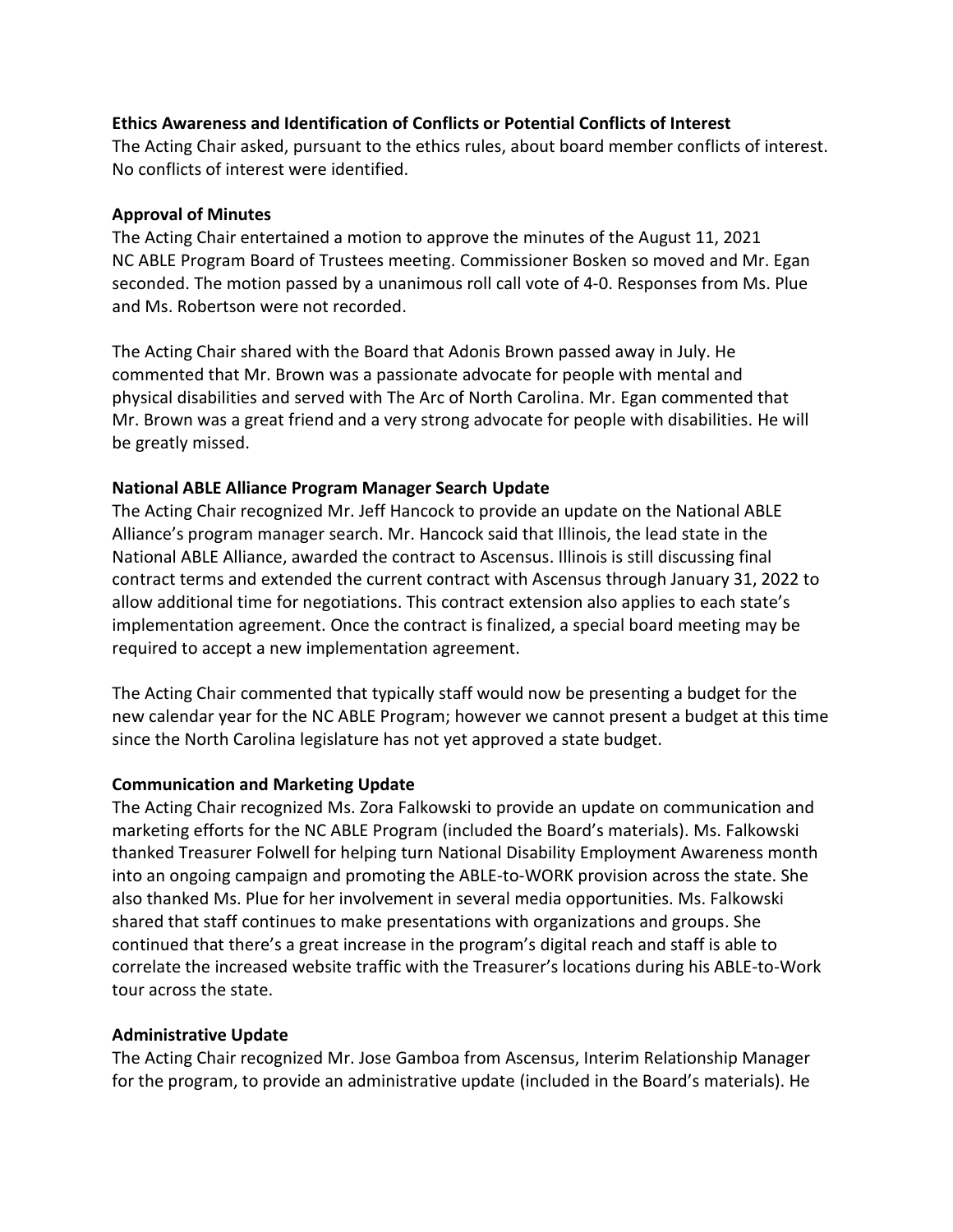**Ethics Awareness and Identification of Conflicts or Potential Conflicts of Interest**

The Acting Chair asked, pursuant to the ethics rules, about board member conflicts of interest. No conflicts of interest were identified.

**Approval of Minutes**

The Acting Chair entertained a motion to approve the minutes of the August 11, 2021 NC ABLE Program Board of Trustees meeting. Commissioner Bosken so moved and Mr. Egan seconded. The motion passed by a unanimous roll call vote of 4-0. Responses from Ms. Plue and Ms. Robertson were not recorded.

The Acting Chair shared with the Board that Adonis Brown passed away in July. He commented that Mr. Brown was a passionate advocate for people with mental and physical disabilities and served with The Arc of North Carolina. Mr. Egan commented that Mr. Brown was a great friend and a very strong advocate for people with disabilities. He will be greatly missed.

**National ABLE Alliance Program Manager Search Update**

The Acting Chair recognized Mr. Jeff Hancock to provide an update on the National ABLE Alliance's program manager search. Mr. Hancock said that Illinois, the lead state in the National ABLE Alliance, awarded the contract to Ascensus. Illinois is still discussing final contract terms and extended the current contract with Ascensus through January 31, 2022 to allow additional time for negotiations. This contract extension also applies to each state's implementation agreement. Once the contract is finalized, a special board meeting may be required to accept a new implementation agreement.

The Acting Chair commented that typically staff would now be presenting a budget for the new calendar year for the NC ABLE Program; however we cannot present a budget at this time since the North Carolina legislature has not yet approved a state budget.

**Communication and Marketing Update**

The Acting Chair recognized Ms. Zora Falkowski to provide an update on communication and marketing efforts for the NC ABLE Program (included the Board's materials). Ms. Falkowski thanked Treasurer Folwell for helping turn National Disability Employment Awareness month into an ongoing campaign and promoting the ABLE-to-WORK provision across the state. She also thanked Ms. Plue for her involvement in several media opportunities. Ms. Falkowski shared that staff continues to make presentations with organizations and groups. She continued that there's a great increase in the program's digital reach and staff is able to correlate the increased website traffic with the Treasurer's locations during his ABLE-to-Work tour across the state.

**Administrative Update**

The Acting Chair recognized Mr. Jose Gamboa from Ascensus, Interim Relationship Manager for the program, to provide an administrative update (included in the Board's materials). He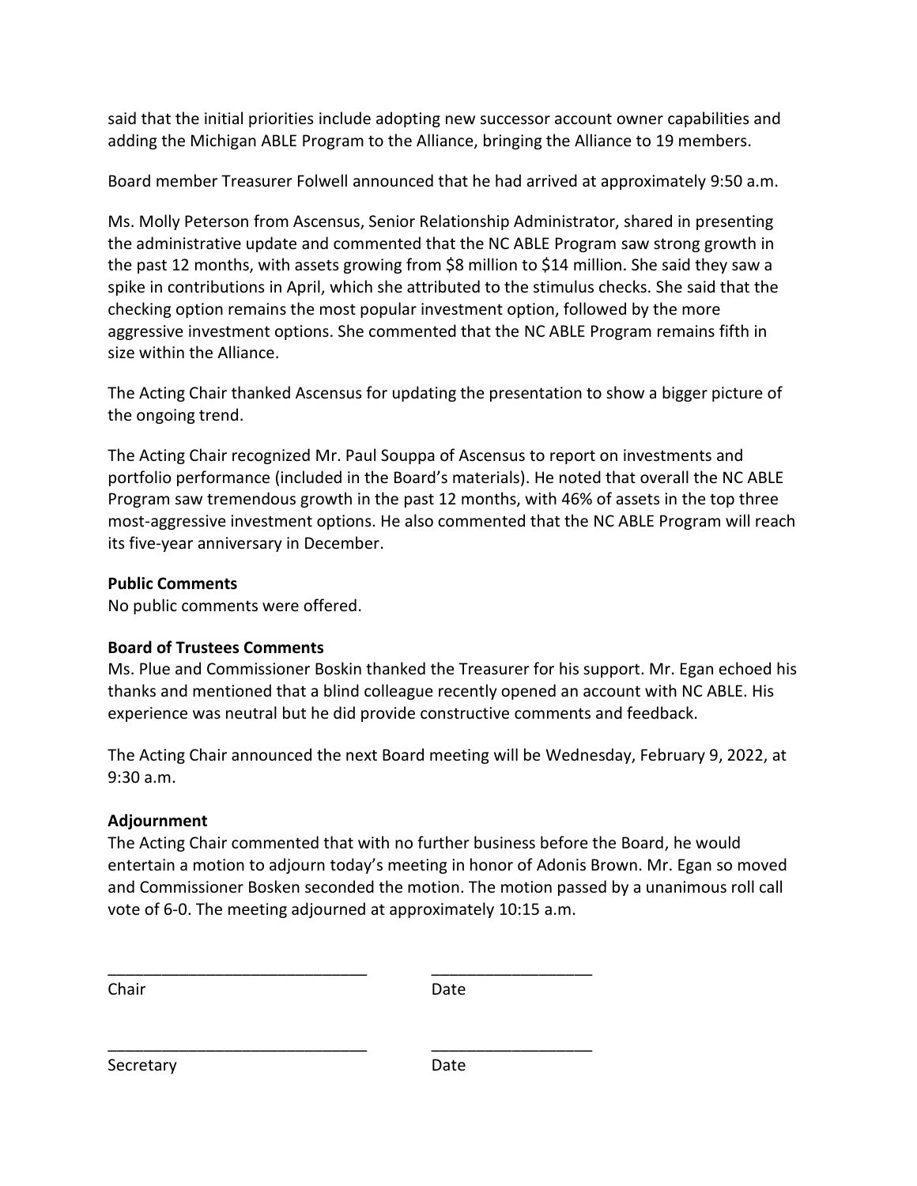said that the initial priorities include adopting new successor account owner capabilities and adding the Michigan ABLE Program to the Alliance, bringing the Alliance to 19 members.

Board member Treasurer Folwell announced that he had arrived at approximately 9:50 a.m.

Ms. Molly Peterson from Ascensus, Senior Relationship Administrator, shared in presenting the administrative update and commented that the NC ABLE Program saw strong growth in the past 12 months, with assets growing from $8 million to $14 million. She said they saw a spike in contributions in April, which she attributed to the stimulus checks. She said that the checking option remains the most popular investment option, followed by the more aggressive investment options. She commented that the NC ABLE Program remains fifth in size within the Alliance.

The Acting Chair thanked Ascensus for updating the presentation to show a bigger picture of the ongoing trend.

The Acting Chair recognized Mr. Paul Souppa of Ascensus to report on investments and portfolio performance (included in the Board's materials). He noted that overall the NC ABLE Program saw tremendous growth in the past 12 months, with 46% of assets in the top three most-aggressive investment options. He also commented that the NC ABLE Program will reach its five-year anniversary in December.

**Public Comments**
No public comments were offered.

**Board of Trustees Comments**
Ms. Plue and Commissioner Boskin thanked the Treasurer for his support. Mr. Egan echoed his thanks and mentioned that a blind colleague recently opened an account with NC ABLE. His experience was neutral but he did provide constructive comments and feedback.

The Acting Chair announced the next Board meeting will be Wednesday, February 9, 2022, at 9:30 a.m.

**Adjournment**
The Acting Chair commented that with no further business before the Board, he would entertain a motion to adjourn today's meeting in honor of Adonis Brown. Mr. Egan so moved and Commissioner Bosken seconded the motion. The motion passed by a unanimous roll call vote of 6-0. The meeting adjourned at approximately 10:15 a.m.

_____________________________ __________________
Chair Date

_____________________________ __________________
Secretary Date